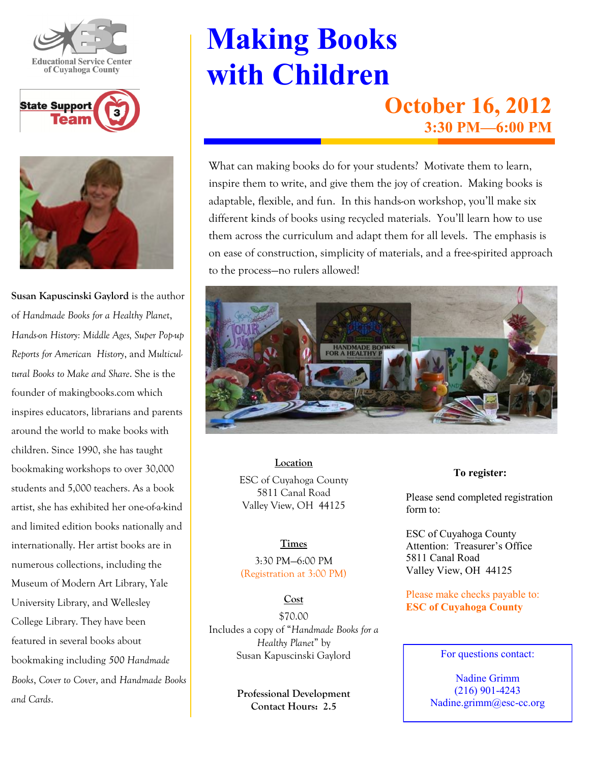Educational Service Center of Cuyahoga County

State Support Team 3

# Making Books with Children

## October 16, 2012

### 3:30 PM—6:00 PM

What can making books do for your students? Motivate them to learn, inspire them to write, and give them the joy of creation. Making books is adaptable, flexible, and fun. In this hands-on workshop, you'll make six different kinds of books using recycled materials. You'll learn how to use them across the curriculum and adapt them for all levels. The emphasis is on ease of construction, simplicity of materials, and a free-spirited approach to the process—no rulers allowed!

**Susan Kapuscinski Gaylord** is the author of *Handmade Books for a Healthy Planet*, *Hands-on History: Middle Ages, Super Pop-up Reports for American History*, and *Multicultural Books to Make and Share*. She is the founder of makingbooks.com which inspires educators, librarians and parents around the world to make books with children. Since 1990, she has taught bookmaking workshops to over 30,000 students and 5,000 teachers. As a book artist, she has exhibited her one-of-a-kind and limited edition books nationally and internationally. Her artist books are in numerous collections, including the Museum of Modern Art Library, Yale University Library, and Wellesley College Library. They have been featured in several books about bookmaking including *500 Handmade Books*, *Cover to Cover*, and *Handmade Books and Cards*.

**Location**

ESC of Cuyahoga County
5811 Canal Road
Valley View, OH 44125

**Times**

3:30 PM—6:00 PM
(Registration at 3:00 PM)

**Cost**

$70.00
Includes a copy of "*Handmade Books for a Healthy Planet*" by Susan Kapuscinski Gaylord

**Professional Development Contact Hours: 2.5**

**To register:**

Please send completed registration form to:

ESC of Cuyahoga County
Attention: Treasurer's Office
5811 Canal Road
Valley View, OH 44125

Please make checks payable to:
**ESC of Cuyahoga County**

For questions contact:

Nadine Grimm
(216) 901-4243
Nadine.grimm@esc-cc.org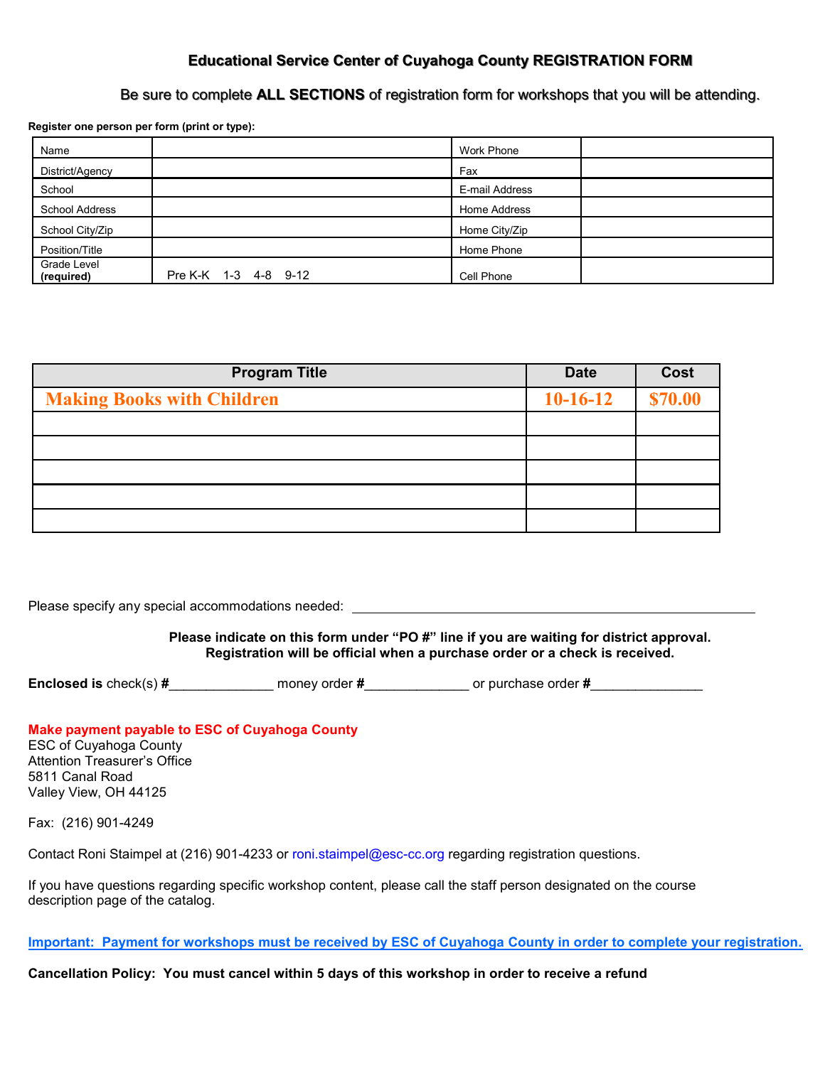# Educational Service Center of Cuyahoga County REGISTRATION FORM

Be sure to complete **ALL SECTIONS** of registration form for workshops that you will be attending.

**Register one person per form (print or type):**

| | | | |
|---|---|---|---|
| Name | | Work Phone | |
| District/Agency | | Fax | |
| School | | E-mail Address | |
| School Address | | Home Address | |
| School City/Zip | | Home City/Zip | |
| Position/Title | | Home Phone | |
| Grade Level **(required)** | Pre K-K 1-3 4-8 9-12 | Cell Phone | |

| Program Title | Date | Cost |
|---|---|---|
| Making Books with Children | 10-16-12 | $70.00 |
| | | |
| | | |
| | | |
| | | |
| | | |

Please specify any special accommodations needed: ______________________________

**Please indicate on this form under "PO #" line if you are waiting for district approval.**
**Registration will be official when a purchase order or a check is received.**

**Enclosed is** check(s) **#**______________ money order **#**______________ or purchase order **#**_______________

**Make payment payable to ESC of Cuyahoga County**
ESC of Cuyahoga County
Attention Treasurer's Office
5811 Canal Road
Valley View, OH 44125

Fax: (216) 901-4249

Contact Roni Staimpel at (216) 901-4233 or roni.staimpel@esc-cc.org regarding registration questions.

If you have questions regarding specific workshop content, please call the staff person designated on the course description page of the catalog.

**Important: Payment for workshops must be received by ESC of Cuyahoga County in order to complete your registration.**

**Cancellation Policy: You must cancel within 5 days of this workshop in order to receive a refund**